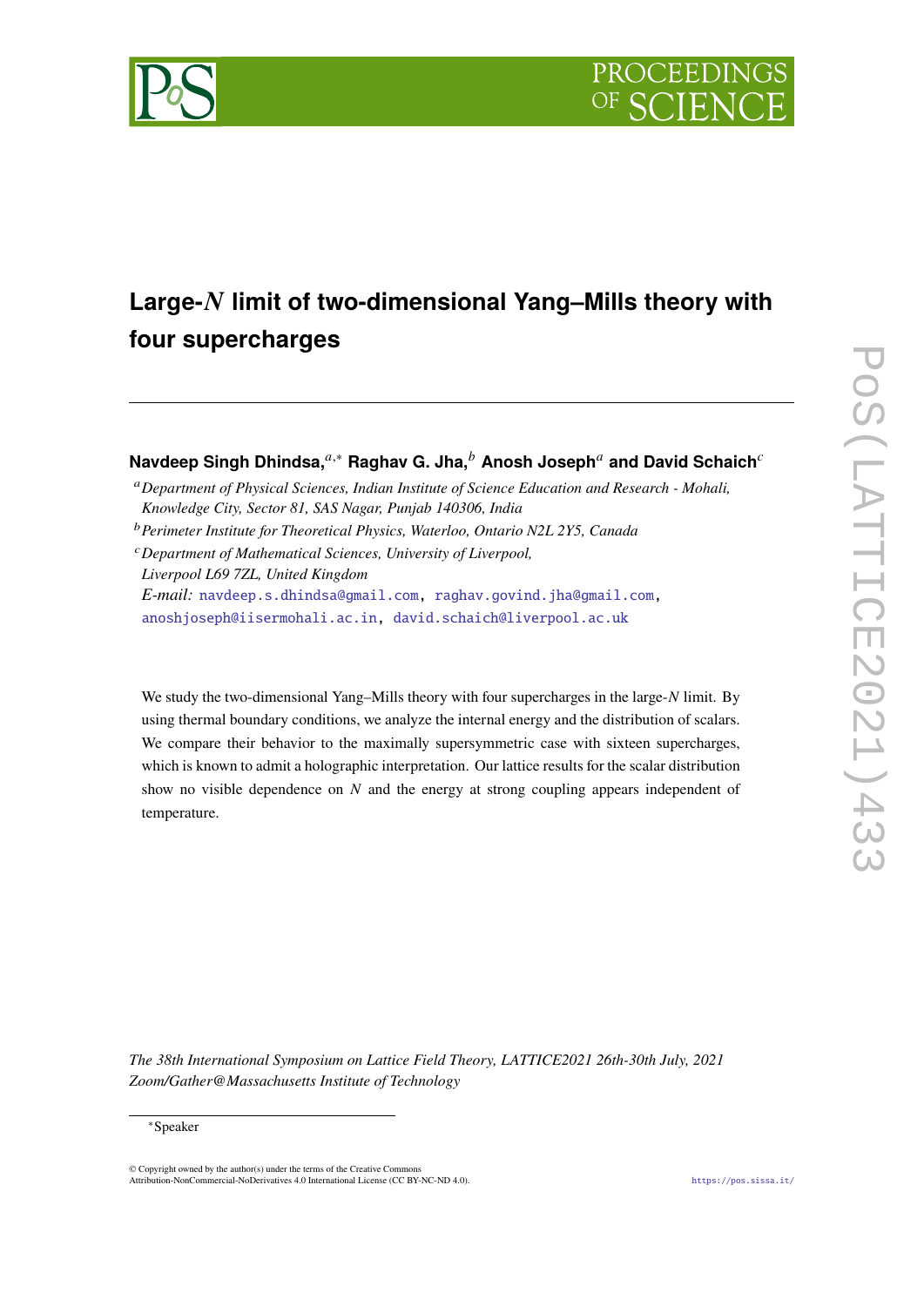# Large-$N$ limit of two-dimensional Yang–Mills theory with four supercharges

**Navdeep Singh Dhindsa,**[a,*] **Raghav G. Jha,**[b] **Anosh Joseph**[a] **and David Schaich**[c]

[a] *Department of Physical Sciences, Indian Institute of Science Education and Research - Mohali, Knowledge City, Sector 81, SAS Nagar, Punjab 140306, India*

[b] *Perimeter Institute for Theoretical Physics, Waterloo, Ontario N2L 2Y5, Canada*

[c] *Department of Mathematical Sciences, University of Liverpool, Liverpool L69 7ZL, United Kingdom*

*E-mail:* navdeep.s.dhindsa@gmail.com, raghav.govind.jha@gmail.com, anoshjoseph@iisermohali.ac.in, david.schaich@liverpool.ac.uk

We study the two-dimensional Yang–Mills theory with four supercharges in the large-$N$ limit. By using thermal boundary conditions, we analyze the internal energy and the distribution of scalars. We compare their behavior to the maximally supersymmetric case with sixteen supercharges, which is known to admit a holographic interpretation. Our lattice results for the scalar distribution show no visible dependence on $N$ and the energy at strong coupling appears independent of temperature.

*The 38th International Symposium on Lattice Field Theory, LATTICE2021 26th-30th July, 2021 Zoom/Gather@Massachusetts Institute of Technology*

*Speaker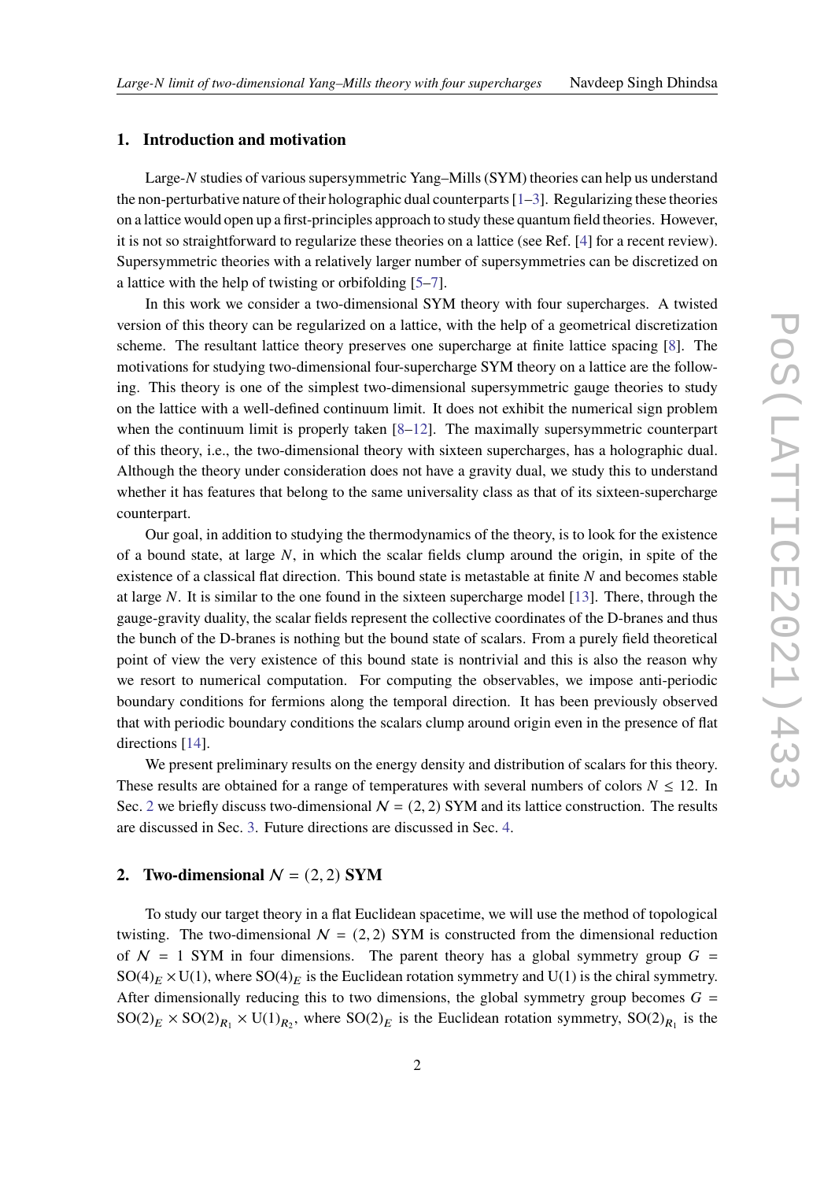## 1. Introduction and motivation

Large-$N$ studies of various supersymmetric Yang–Mills (SYM) theories can help us understand the non-perturbative nature of their holographic dual counterparts [1–3]. Regularizing these theories on a lattice would open up a first-principles approach to study these quantum field theories. However, it is not so straightforward to regularize these theories on a lattice (see Ref. [4] for a recent review). Supersymmetric theories with a relatively larger number of supersymmetries can be discretized on a lattice with the help of twisting or orbifolding [5–7].

In this work we consider a two-dimensional SYM theory with four supercharges. A twisted version of this theory can be regularized on a lattice, with the help of a geometrical discretization scheme. The resultant lattice theory preserves one supercharge at finite lattice spacing [8]. The motivations for studying two-dimensional four-supercharge SYM theory on a lattice are the following. This theory is one of the simplest two-dimensional supersymmetric gauge theories to study on the lattice with a well-defined continuum limit. It does not exhibit the numerical sign problem when the continuum limit is properly taken [8–12]. The maximally supersymmetric counterpart of this theory, i.e., the two-dimensional theory with sixteen supercharges, has a holographic dual. Although the theory under consideration does not have a gravity dual, we study this to understand whether it has features that belong to the same universality class as that of its sixteen-supercharge counterpart.

Our goal, in addition to studying the thermodynamics of the theory, is to look for the existence of a bound state, at large $N$, in which the scalar fields clump around the origin, in spite of the existence of a classical flat direction. This bound state is metastable at finite $N$ and becomes stable at large $N$. It is similar to the one found in the sixteen supercharge model [13]. There, through the gauge-gravity duality, the scalar fields represent the collective coordinates of the D-branes and thus the bunch of the D-branes is nothing but the bound state of scalars. From a purely field theoretical point of view the very existence of this bound state is nontrivial and this is also the reason why we resort to numerical computation. For computing the observables, we impose anti-periodic boundary conditions for fermions along the temporal direction. It has been previously observed that with periodic boundary conditions the scalars clump around origin even in the presence of flat directions [14].

We present preliminary results on the energy density and distribution of scalars for this theory. These results are obtained for a range of temperatures with several numbers of colors $N \leq 12$. In Sec. 2 we briefly discuss two-dimensional $\mathcal{N} = (2, 2)$ SYM and its lattice construction. The results are discussed in Sec. 3. Future directions are discussed in Sec. 4.

## 2. Two-dimensional $\mathcal{N} = (2, 2)$ SYM

To study our target theory in a flat Euclidean spacetime, we will use the method of topological twisting. The two-dimensional $\mathcal{N} = (2, 2)$ SYM is constructed from the dimensional reduction of $\mathcal{N} = 1$ SYM in four dimensions. The parent theory has a global symmetry group $G = \mathrm{SO}(4)_E \times \mathrm{U}(1)$, where $\mathrm{SO}(4)_E$ is the Euclidean rotation symmetry and $\mathrm{U}(1)$ is the chiral symmetry. After dimensionally reducing this to two dimensions, the global symmetry group becomes $G = \mathrm{SO}(2)_E \times \mathrm{SO}(2)_{R_1} \times \mathrm{U}(1)_{R_2}$, where $\mathrm{SO}(2)_E$ is the Euclidean rotation symmetry, $\mathrm{SO}(2)_{R_1}$ is the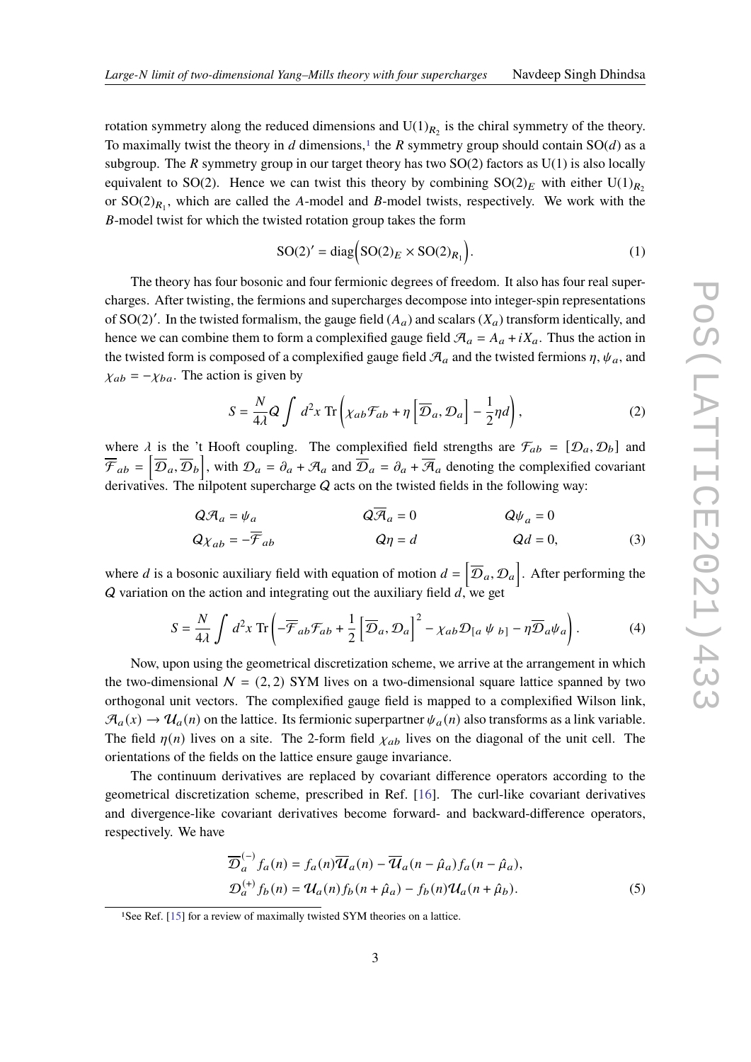rotation symmetry along the reduced dimensions and $\mathrm{U}(1)_{R_2}$ is the chiral symmetry of the theory. To maximally twist the theory in $d$ dimensions,[1] the $R$ symmetry group should contain $\mathrm{SO}(d)$ as a subgroup. The $R$ symmetry group in our target theory has two $\mathrm{SO}(2)$ factors as $\mathrm{U}(1)$ is also locally equivalent to $\mathrm{SO}(2)$. Hence we can twist this theory by combining $\mathrm{SO}(2)_E$ with either $\mathrm{U}(1)_{R_2}$ or $\mathrm{SO}(2)_{R_1}$, which are called the $A$-model and $B$-model twists, respectively. We work with the $B$-model twist for which the twisted rotation group takes the form

$$\mathrm{SO}(2)' = \mathrm{diag}\Big(\mathrm{SO}(2)_E \times \mathrm{SO}(2)_{R_1}\Big). \tag{1}$$

The theory has four bosonic and four fermionic degrees of freedom. It also has four real supercharges. After twisting, the fermions and supercharges decompose into integer-spin representations of $\mathrm{SO}(2)'$. In the twisted formalism, the gauge field ($A_a$) and scalars ($X_a$) transform identically, and hence we can combine them to form a complexified gauge field $\mathcal{A}_a = A_a + iX_a$. Thus the action in the twisted form is composed of a complexified gauge field $\mathcal{A}_a$ and the twisted fermions $\eta$, $\psi_a$, and $\chi_{ab} = -\chi_{ba}$. The action is given by

$$S = \frac{N}{4\lambda} \mathcal{Q} \int d^2x \ \mathrm{Tr}\left( \chi_{ab}\mathcal{F}_{ab} + \eta \left[ \overline{\mathcal{D}}_a, \mathcal{D}_a \right] - \frac{1}{2}\eta d \right), \tag{2}$$

where $\lambda$ is the 't Hooft coupling. The complexified field strengths are $\mathcal{F}_{ab} = [\mathcal{D}_a, \mathcal{D}_b]$ and $\overline{\mathcal{F}}_{ab} = \left[\overline{\mathcal{D}}_a, \overline{\mathcal{D}}_b\right]$, with $\mathcal{D}_a = \partial_a + \mathcal{A}_a$ and $\overline{\mathcal{D}}_a = \partial_a + \overline{\mathcal{A}}_a$ denoting the complexified covariant derivatives. The nilpotent supercharge $\mathcal{Q}$ acts on the twisted fields in the following way:

$$\begin{aligned}
&\mathcal{Q}\mathcal{A}_a = \psi_a \qquad && \mathcal{Q}\overline{\mathcal{A}}_a = 0 \qquad && \mathcal{Q}\psi_a = 0 \\
&\mathcal{Q}\chi_{ab} = -\overline{\mathcal{F}}_{ab} \qquad && \mathcal{Q}\eta = d \qquad && \mathcal{Q}d = 0,
\end{aligned} \tag{3}$$

where $d$ is a bosonic auxiliary field with equation of motion $d = \left[\overline{\mathcal{D}}_a, \mathcal{D}_a\right]$. After performing the $\mathcal{Q}$ variation on the action and integrating out the auxiliary field $d$, we get

$$S = \frac{N}{4\lambda} \int d^2x \ \mathrm{Tr}\left( -\overline{\mathcal{F}}_{ab}\mathcal{F}_{ab} + \frac{1}{2}\left[\overline{\mathcal{D}}_a, \mathcal{D}_a\right]^2 - \chi_{ab}\mathcal{D}_{[a}\,\psi_{\,b]} - \eta\overline{\mathcal{D}}_a\psi_a \right). \tag{4}$$

Now, upon using the geometrical discretization scheme, we arrive at the arrangement in which the two-dimensional $\mathcal{N} = (2,2)$ SYM lives on a two-dimensional square lattice spanned by two orthogonal unit vectors. The complexified gauge field is mapped to a complexified Wilson link, $\mathcal{A}_a(x) \to \mathcal{U}_a(n)$ on the lattice. Its fermionic superpartner $\psi_a(n)$ also transforms as a link variable. The field $\eta(n)$ lives on a site. The 2-form field $\chi_{ab}$ lives on the diagonal of the unit cell. The orientations of the fields on the lattice ensure gauge invariance.

The continuum derivatives are replaced by covariant difference operators according to the geometrical discretization scheme, prescribed in Ref. [16]. The curl-like covariant derivatives and divergence-like covariant derivatives become forward- and backward-difference operators, respectively. We have

$$\begin{aligned}
\overline{\mathcal{D}}_a^{(-)} f_a(n) &= f_a(n)\overline{\mathcal{U}}_a(n) - \overline{\mathcal{U}}_a(n - \hat{\mu}_a) f_a(n - \hat{\mu}_a), \\
\mathcal{D}_a^{(+)} f_b(n) &= \mathcal{U}_a(n) f_b(n + \hat{\mu}_a) - f_b(n)\mathcal{U}_a(n + \hat{\mu}_b).
\end{aligned} \tag{5}$$

[1] See Ref. [15] for a review of maximally twisted SYM theories on a lattice.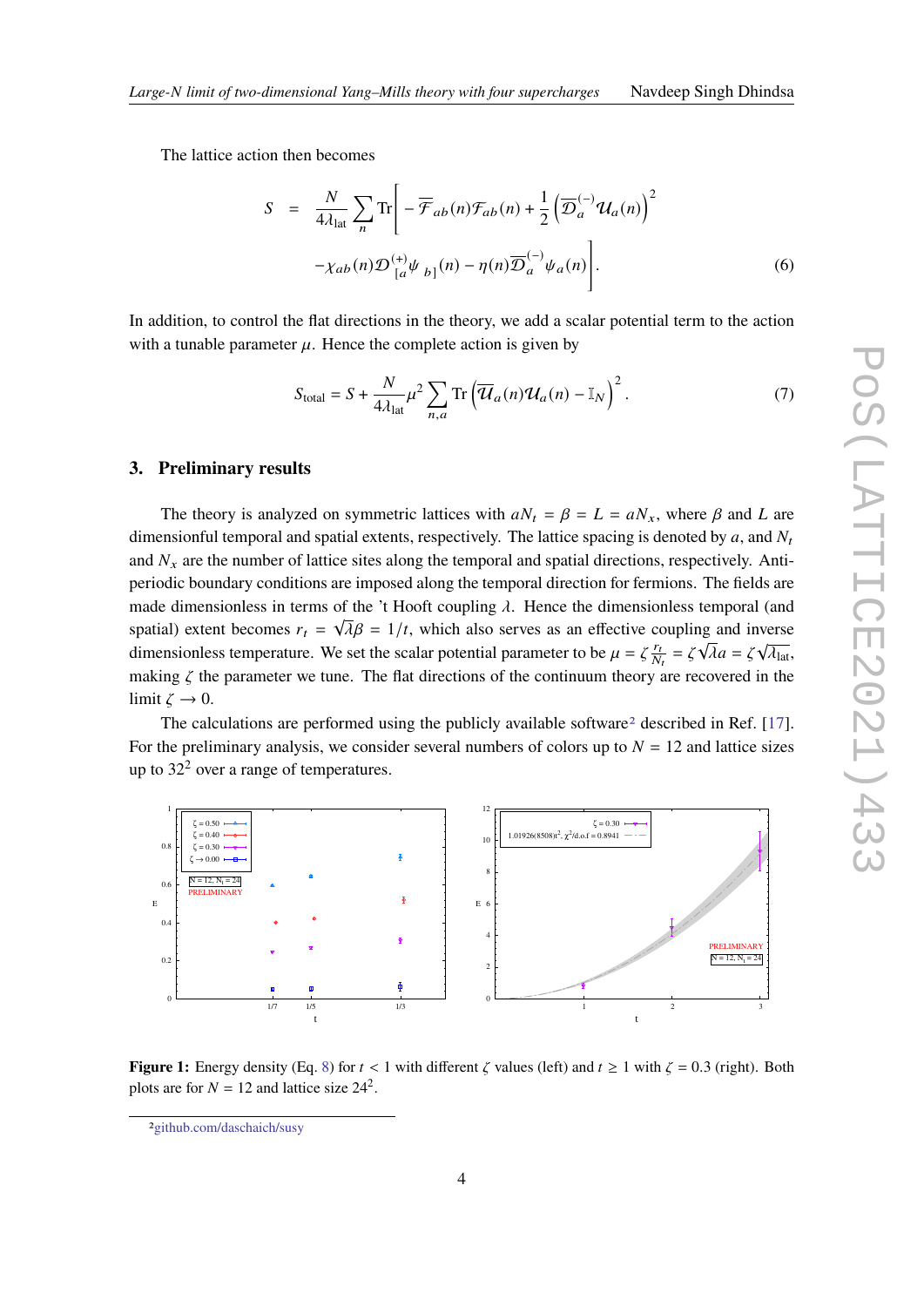The lattice action then becomes

$$S = \frac{N}{4\lambda_{\text{lat}}} \sum_n \text{Tr}\Bigg[ -\overline{\mathcal{F}}_{ab}(n)\mathcal{F}_{ab}(n) + \frac{1}{2}\left(\overline{\mathcal{D}}_a^{(-)}\mathcal{U}_a(n)\right)^2 - \chi_{ab}(n)\mathcal{D}^{(+)}_{[a}\psi_{\ b]}(n) - \eta(n)\overline{\mathcal{D}}_a^{(-)}\psi_a(n)\Bigg]. \tag{6}$$

In addition, to control the flat directions in the theory, we add a scalar potential term to the action with a tunable parameter $\mu$. Hence the complete action is given by

$$S_{\text{total}} = S + \frac{N}{4\lambda_{\text{lat}}}\mu^2 \sum_{n,a} \text{Tr}\left(\overline{\mathcal{U}}_a(n)\mathcal{U}_a(n) - \mathbb{I}_N\right)^2. \tag{7}$$

## 3. Preliminary results

The theory is analyzed on symmetric lattices with $aN_t = \beta = L = aN_x$, where $\beta$ and $L$ are dimensionful temporal and spatial extents, respectively. The lattice spacing is denoted by $a$, and $N_t$ and $N_x$ are the number of lattice sites along the temporal and spatial directions, respectively. Anti-periodic boundary conditions are imposed along the temporal direction for fermions. The fields are made dimensionless in terms of the 't Hooft coupling $\lambda$. Hence the dimensionless temporal (and spatial) extent becomes $r_t = \sqrt{\lambda}\beta = 1/t$, which also serves as an effective coupling and inverse dimensionless temperature. We set the scalar potential parameter to be $\mu = \zeta \frac{r_t}{N_t} = \zeta\sqrt{\lambda}a = \zeta\sqrt{\lambda_{\text{lat}}}$, making $\zeta$ the parameter we tune. The flat directions of the continuum theory are recovered in the limit $\zeta \longrightarrow 0$.

The calculations are performed using the publicly available software[2] described in Ref. [17]. For the preliminary analysis, we consider several numbers of colors up to $N = 12$ and lattice sizes up to $32^2$ over a range of temperatures.

**Figure 1:** Energy density (Eq. 8) for $t < 1$ with different $\zeta$ values (left) and $t \geq 1$ with $\zeta = 0.3$ (right). Both plots are for $N = 12$ and lattice size $24^2$.

[2] github.com/daschaich/susy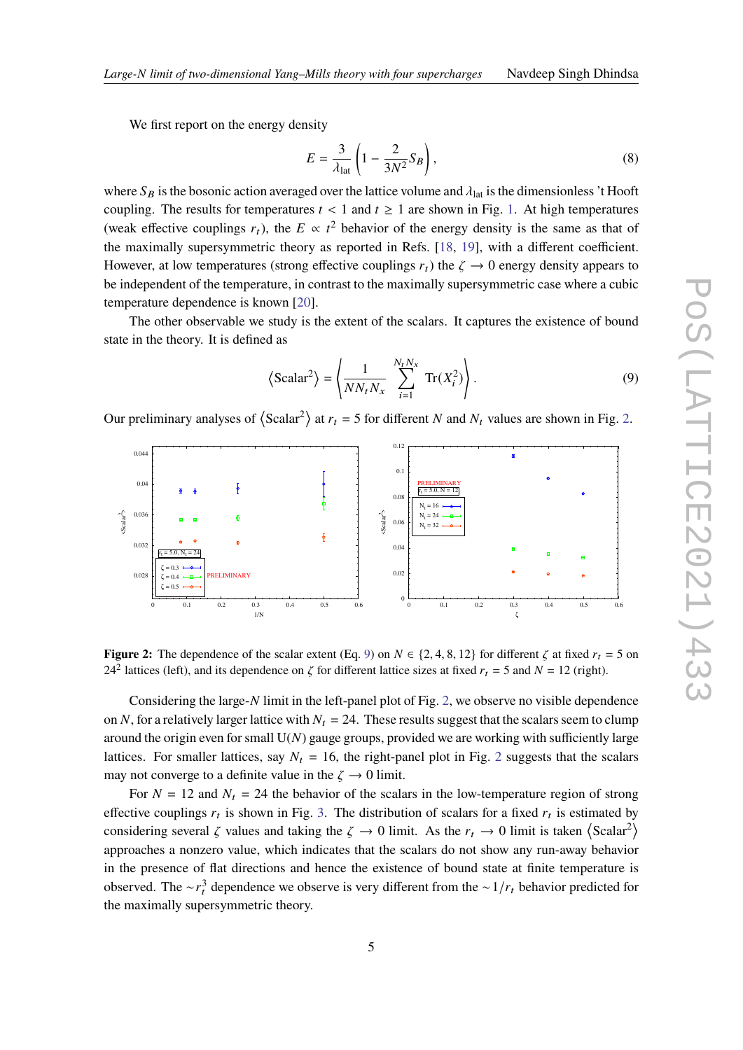We first report on the energy density

$$E = \frac{3}{\lambda_{\text{lat}}}\left(1 - \frac{2}{3N^2}S_B\right), \tag{8}$$

where $S_B$ is the bosonic action averaged over the lattice volume and $\lambda_{\text{lat}}$ is the dimensionless 't Hooft coupling. The results for temperatures $t < 1$ and $t \geq 1$ are shown in Fig. 1. At high temperatures (weak effective couplings $r_t$), the $E \propto t^2$ behavior of the energy density is the same as that of the maximally supersymmetric theory as reported in Refs. [18, 19], with a different coefficient. However, at low temperatures (strong effective couplings $r_t$) the $\zeta \to 0$ energy density appears to be independent of the temperature, in contrast to the maximally supersymmetric case where a cubic temperature dependence is known [20].

The other observable we study is the extent of the scalars. It captures the existence of bound state in the theory. It is defined as

$$\langle \text{Scalar}^2 \rangle = \left\langle \frac{1}{NN_tN_x} \sum_{i=1}^{N_tN_x} \text{Tr}(X_i^2) \right\rangle. \tag{9}$$

Our preliminary analyses of $\langle \text{Scalar}^2 \rangle$ at $r_t = 5$ for different $N$ and $N_t$ values are shown in Fig. 2.

**Figure 2:** The dependence of the scalar extent (Eq. 9) on $N \in \{2, 4, 8, 12\}$ for different $\zeta$ at fixed $r_t = 5$ on $24^2$ lattices (left), and its dependence on $\zeta$ for different lattice sizes at fixed $r_t = 5$ and $N = 12$ (right).

Considering the large-$N$ limit in the left-panel plot of Fig. 2, we observe no visible dependence on $N$, for a relatively larger lattice with $N_t = 24$. These results suggest that the scalars seem to clump around the origin even for small U($N$) gauge groups, provided we are working with sufficiently large lattices. For smaller lattices, say $N_t = 16$, the right-panel plot in Fig. 2 suggests that the scalars may not converge to a definite value in the $\zeta \to 0$ limit.

For $N = 12$ and $N_t = 24$ the behavior of the scalars in the low-temperature region of strong effective couplings $r_t$ is shown in Fig. 3. The distribution of scalars for a fixed $r_t$ is estimated by considering several $\zeta$ values and taking the $\zeta \to 0$ limit. As the $r_t \to 0$ limit is taken $\langle \text{Scalar}^2 \rangle$ approaches a nonzero value, which indicates that the scalars do not show any run-away behavior in the presence of flat directions and hence the existence of bound state at finite temperature is observed. The $\sim r_t^3$ dependence we observe is very different from the $\sim 1/r_t$ behavior predicted for the maximally supersymmetric theory.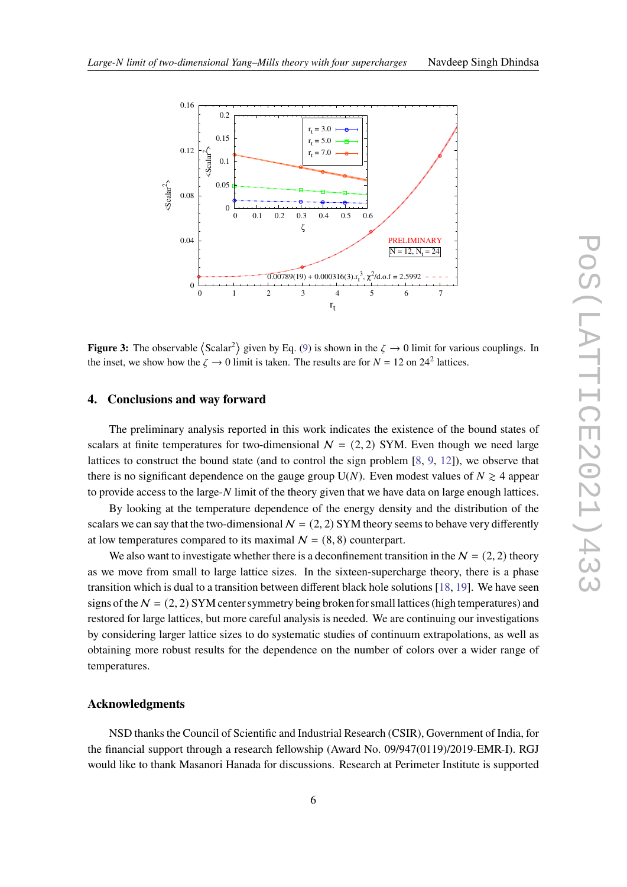**Figure 3:** The observable $\langle \text{Scalar}^2 \rangle$ given by Eq. (9) is shown in the $\zeta \to 0$ limit for various couplings. In the inset, we show how the $\zeta \to 0$ limit is taken. The results are for $N = 12$ on $24^2$ lattices.

## 4. Conclusions and way forward

The preliminary analysis reported in this work indicates the existence of the bound states of scalars at finite temperatures for two-dimensional $\mathcal{N} = (2, 2)$ SYM. Even though we need large lattices to construct the bound state (and to control the sign problem [8, 9, 12]), we observe that there is no significant dependence on the gauge group U($N$). Even modest values of $N \gtrsim 4$ appear to provide access to the large-$N$ limit of the theory given that we have data on large enough lattices.

By looking at the temperature dependence of the energy density and the distribution of the scalars we can say that the two-dimensional $\mathcal{N} = (2, 2)$ SYM theory seems to behave very differently at low temperatures compared to its maximal $\mathcal{N} = (8, 8)$ counterpart.

We also want to investigate whether there is a deconfinement transition in the $\mathcal{N} = (2, 2)$ theory as we move from small to large lattice sizes. In the sixteen-supercharge theory, there is a phase transition which is dual to a transition between different black hole solutions [18, 19]. We have seen signs of the $\mathcal{N} = (2, 2)$ SYM center symmetry being broken for small lattices (high temperatures) and restored for large lattices, but more careful analysis is needed. We are continuing our investigations by considering larger lattice sizes to do systematic studies of continuum extrapolations, as well as obtaining more robust results for the dependence on the number of colors over a wider range of temperatures.

### Acknowledgments

NSD thanks the Council of Scientific and Industrial Research (CSIR), Government of India, for the financial support through a research fellowship (Award No. 09/947(0119)/2019-EMR-I). RGJ would like to thank Masanori Hanada for discussions. Research at Perimeter Institute is supported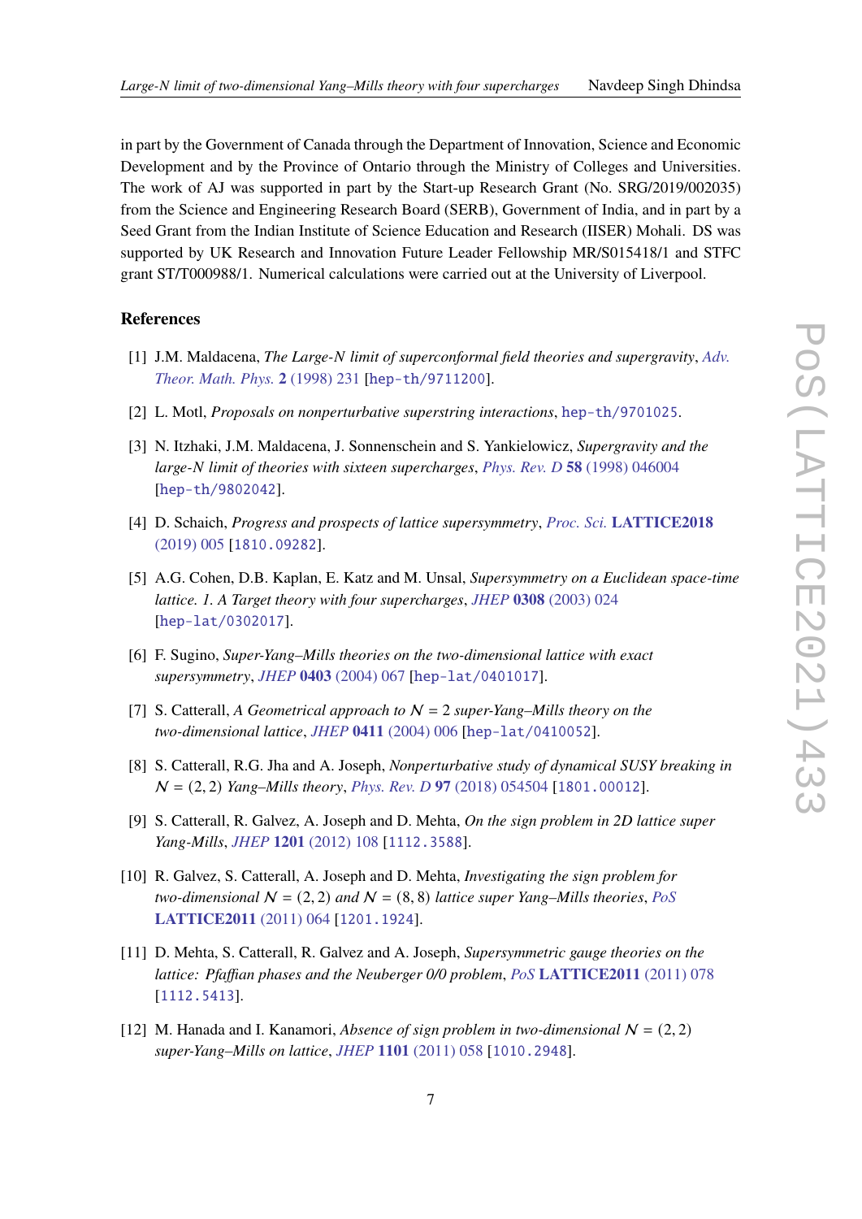in part by the Government of Canada through the Department of Innovation, Science and Economic Development and by the Province of Ontario through the Ministry of Colleges and Universities. The work of AJ was supported in part by the Start-up Research Grant (No. SRG/2019/002035) from the Science and Engineering Research Board (SERB), Government of India, and in part by a Seed Grant from the Indian Institute of Science Education and Research (IISER) Mohali. DS was supported by UK Research and Innovation Future Leader Fellowship MR/S015418/1 and STFC grant ST/T000988/1. Numerical calculations were carried out at the University of Liverpool.

## References

[1] J.M. Maldacena, *The Large-N limit of superconformal field theories and supergravity*, *Adv. Theor. Math. Phys.* **2** (1998) 231 [hep-th/9711200].

[2] L. Motl, *Proposals on nonperturbative superstring interactions*, hep-th/9701025.

[3] N. Itzhaki, J.M. Maldacena, J. Sonnenschein and S. Yankielowicz, *Supergravity and the large-N limit of theories with sixteen supercharges*, *Phys. Rev. D* **58** (1998) 046004 [hep-th/9802042].

[4] D. Schaich, *Progress and prospects of lattice supersymmetry*, *Proc. Sci.* **LATTICE2018** (2019) 005 [1810.09282].

[5] A.G. Cohen, D.B. Kaplan, E. Katz and M. Unsal, *Supersymmetry on a Euclidean space-time lattice. 1. A Target theory with four supercharges*, *JHEP* **0308** (2003) 024 [hep-lat/0302017].

[6] F. Sugino, *Super-Yang–Mills theories on the two-dimensional lattice with exact supersymmetry*, *JHEP* **0403** (2004) 067 [hep-lat/0401017].

[7] S. Catterall, *A Geometrical approach to $\mathcal{N} = 2$ super-Yang–Mills theory on the two-dimensional lattice*, *JHEP* **0411** (2004) 006 [hep-lat/0410052].

[8] S. Catterall, R.G. Jha and A. Joseph, *Nonperturbative study of dynamical SUSY breaking in $\mathcal{N} = (2,2)$ Yang–Mills theory*, *Phys. Rev. D* **97** (2018) 054504 [1801.00012].

[9] S. Catterall, R. Galvez, A. Joseph and D. Mehta, *On the sign problem in 2D lattice super Yang-Mills*, *JHEP* **1201** (2012) 108 [1112.3588].

[10] R. Galvez, S. Catterall, A. Joseph and D. Mehta, *Investigating the sign problem for two-dimensional $\mathcal{N} = (2,2)$ and $\mathcal{N} = (8,8)$ lattice super Yang–Mills theories*, *PoS* **LATTICE2011** (2011) 064 [1201.1924].

[11] D. Mehta, S. Catterall, R. Galvez and A. Joseph, *Supersymmetric gauge theories on the lattice: Pfaffian phases and the Neuberger 0/0 problem*, *PoS* **LATTICE2011** (2011) 078 [1112.5413].

[12] M. Hanada and I. Kanamori, *Absence of sign problem in two-dimensional $\mathcal{N} = (2,2)$ super-Yang–Mills on lattice*, *JHEP* **1101** (2011) 058 [1010.2948].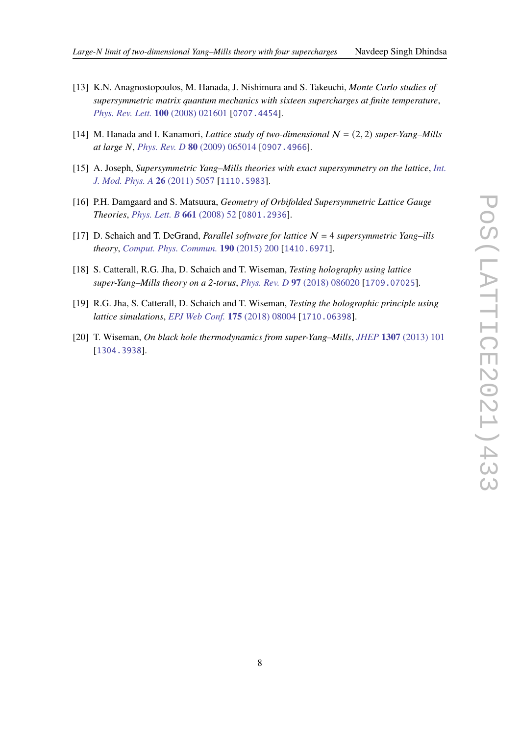[13] K.N. Anagnostopoulos, M. Hanada, J. Nishimura and S. Takeuchi, *Monte Carlo studies of supersymmetric matrix quantum mechanics with sixteen supercharges at finite temperature*, *Phys. Rev. Lett.* **100** (2008) 021601 [0707.4454].

[14] M. Hanada and I. Kanamori, *Lattice study of two-dimensional $\mathcal{N} = (2, 2)$ super-Yang–Mills at large $N$*, *Phys. Rev. D* **80** (2009) 065014 [0907.4966].

[15] A. Joseph, *Supersymmetric Yang–Mills theories with exact supersymmetry on the lattice*, *Int. J. Mod. Phys. A* **26** (2011) 5057 [1110.5983].

[16] P.H. Damgaard and S. Matsuura, *Geometry of Orbifolded Supersymmetric Lattice Gauge Theories*, *Phys. Lett. B* **661** (2008) 52 [0801.2936].

[17] D. Schaich and T. DeGrand, *Parallel software for lattice $\mathcal{N} = 4$ supersymmetric Yang–ills theory*, *Comput. Phys. Commun.* **190** (2015) 200 [1410.6971].

[18] S. Catterall, R.G. Jha, D. Schaich and T. Wiseman, *Testing holography using lattice super-Yang–Mills theory on a 2-torus*, *Phys. Rev. D* **97** (2018) 086020 [1709.07025].

[19] R.G. Jha, S. Catterall, D. Schaich and T. Wiseman, *Testing the holographic principle using lattice simulations*, *EPJ Web Conf.* **175** (2018) 08004 [1710.06398].

[20] T. Wiseman, *On black hole thermodynamics from super-Yang–Mills*, *JHEP* **1307** (2013) 101 [1304.3938].